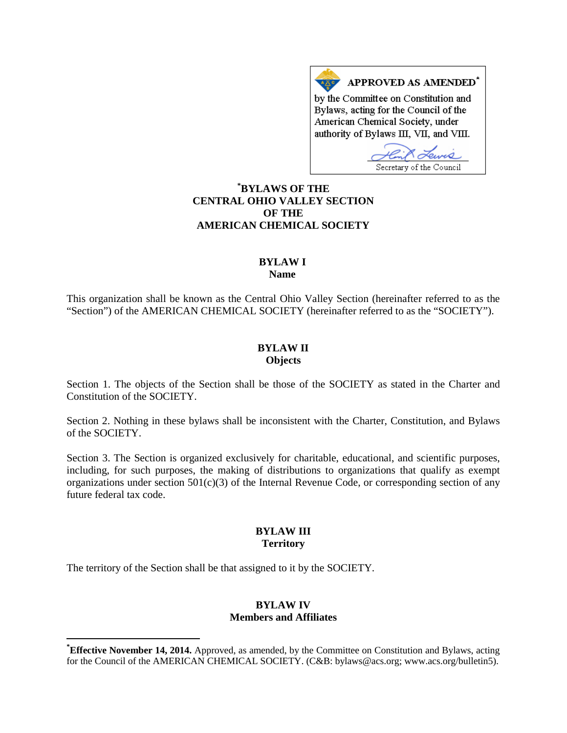**APPROVED AS AMENDED***

by the Committee on Constitution and Bylaws, acting for the Council of the American Chemical Society, under authority of Bylaws III, VII, and VIII.

Secretary of the Council

# *BYLAWS OF THE CENTRAL OHIO VALLEY SECTION OF THE AMERICAN CHEMICAL SOCIETY

## BYLAW I
### Name

This organization shall be known as the Central Ohio Valley Section (hereinafter referred to as the "Section") of the AMERICAN CHEMICAL SOCIETY (hereinafter referred to as the "SOCIETY").

## BYLAW II
### Objects

Section 1. The objects of the Section shall be those of the SOCIETY as stated in the Charter and Constitution of the SOCIETY.

Section 2. Nothing in these bylaws shall be inconsistent with the Charter, Constitution, and Bylaws of the SOCIETY.

Section 3. The Section is organized exclusively for charitable, educational, and scientific purposes, including, for such purposes, the making of distributions to organizations that qualify as exempt organizations under section 501(c)(3) of the Internal Revenue Code, or corresponding section of any future federal tax code.

## BYLAW III
### Territory

The territory of the Section shall be that assigned to it by the SOCIETY.

## BYLAW IV
### Members and Affiliates

---

***Effective November 14, 2014.** Approved, as amended, by the Committee on Constitution and Bylaws, acting for the Council of the AMERICAN CHEMICAL SOCIETY. (C&B: bylaws@acs.org; www.acs.org/bulletin5).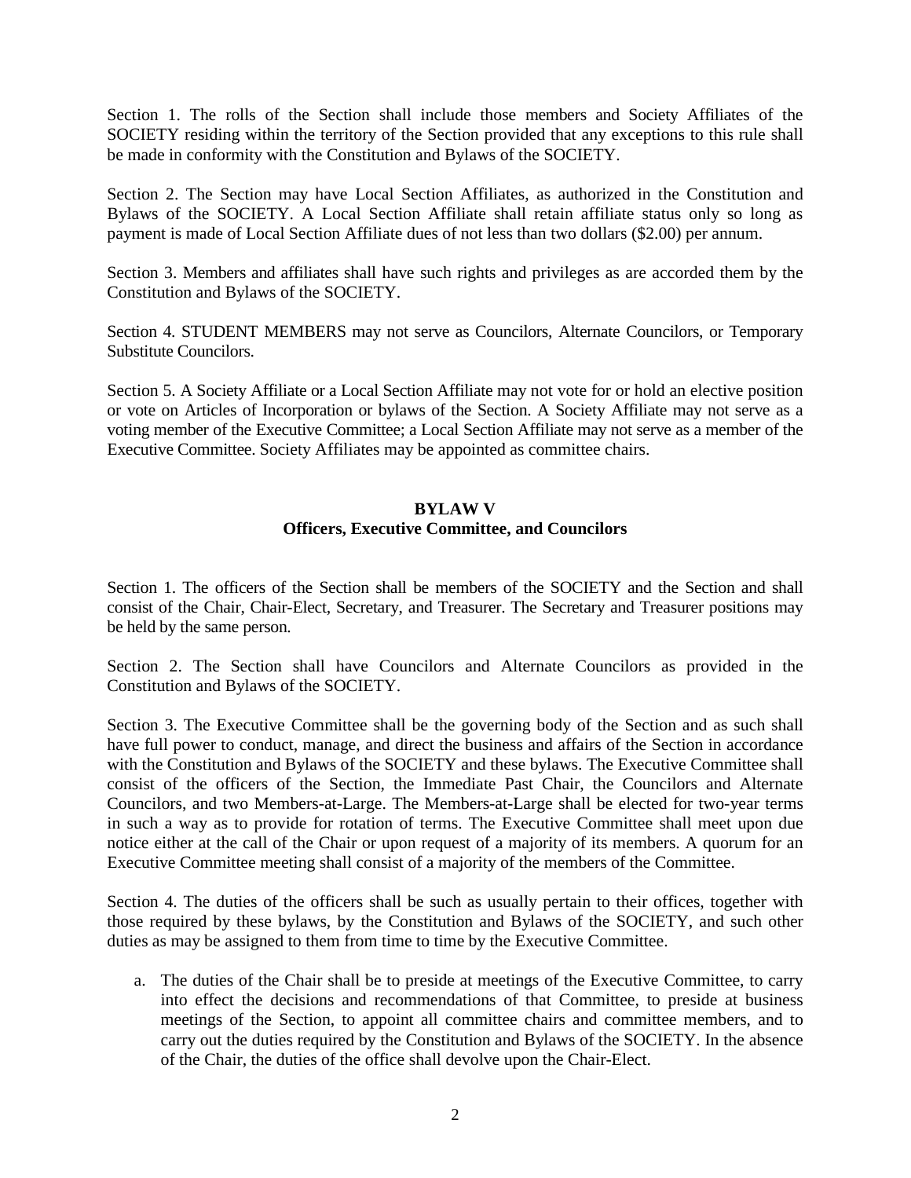Section 1. The rolls of the Section shall include those members and Society Affiliates of the SOCIETY residing within the territory of the Section provided that any exceptions to this rule shall be made in conformity with the Constitution and Bylaws of the SOCIETY.

Section 2. The Section may have Local Section Affiliates, as authorized in the Constitution and Bylaws of the SOCIETY. A Local Section Affiliate shall retain affiliate status only so long as payment is made of Local Section Affiliate dues of not less than two dollars ($2.00) per annum.

Section 3. Members and affiliates shall have such rights and privileges as are accorded them by the Constitution and Bylaws of the SOCIETY.

Section 4. STUDENT MEMBERS may not serve as Councilors, Alternate Councilors, or Temporary Substitute Councilors.

Section 5. A Society Affiliate or a Local Section Affiliate may not vote for or hold an elective position or vote on Articles of Incorporation or bylaws of the Section. A Society Affiliate may not serve as a voting member of the Executive Committee; a Local Section Affiliate may not serve as a member of the Executive Committee. Society Affiliates may be appointed as committee chairs.

## BYLAW V
## Officers, Executive Committee, and Councilors

Section 1. The officers of the Section shall be members of the SOCIETY and the Section and shall consist of the Chair, Chair-Elect, Secretary, and Treasurer. The Secretary and Treasurer positions may be held by the same person.

Section 2. The Section shall have Councilors and Alternate Councilors as provided in the Constitution and Bylaws of the SOCIETY.

Section 3. The Executive Committee shall be the governing body of the Section and as such shall have full power to conduct, manage, and direct the business and affairs of the Section in accordance with the Constitution and Bylaws of the SOCIETY and these bylaws. The Executive Committee shall consist of the officers of the Section, the Immediate Past Chair, the Councilors and Alternate Councilors, and two Members-at-Large. The Members-at-Large shall be elected for two-year terms in such a way as to provide for rotation of terms. The Executive Committee shall meet upon due notice either at the call of the Chair or upon request of a majority of its members. A quorum for an Executive Committee meeting shall consist of a majority of the members of the Committee.

Section 4. The duties of the officers shall be such as usually pertain to their offices, together with those required by these bylaws, by the Constitution and Bylaws of the SOCIETY, and such other duties as may be assigned to them from time to time by the Executive Committee.

a. The duties of the Chair shall be to preside at meetings of the Executive Committee, to carry into effect the decisions and recommendations of that Committee, to preside at business meetings of the Section, to appoint all committee chairs and committee members, and to carry out the duties required by the Constitution and Bylaws of the SOCIETY. In the absence of the Chair, the duties of the office shall devolve upon the Chair-Elect.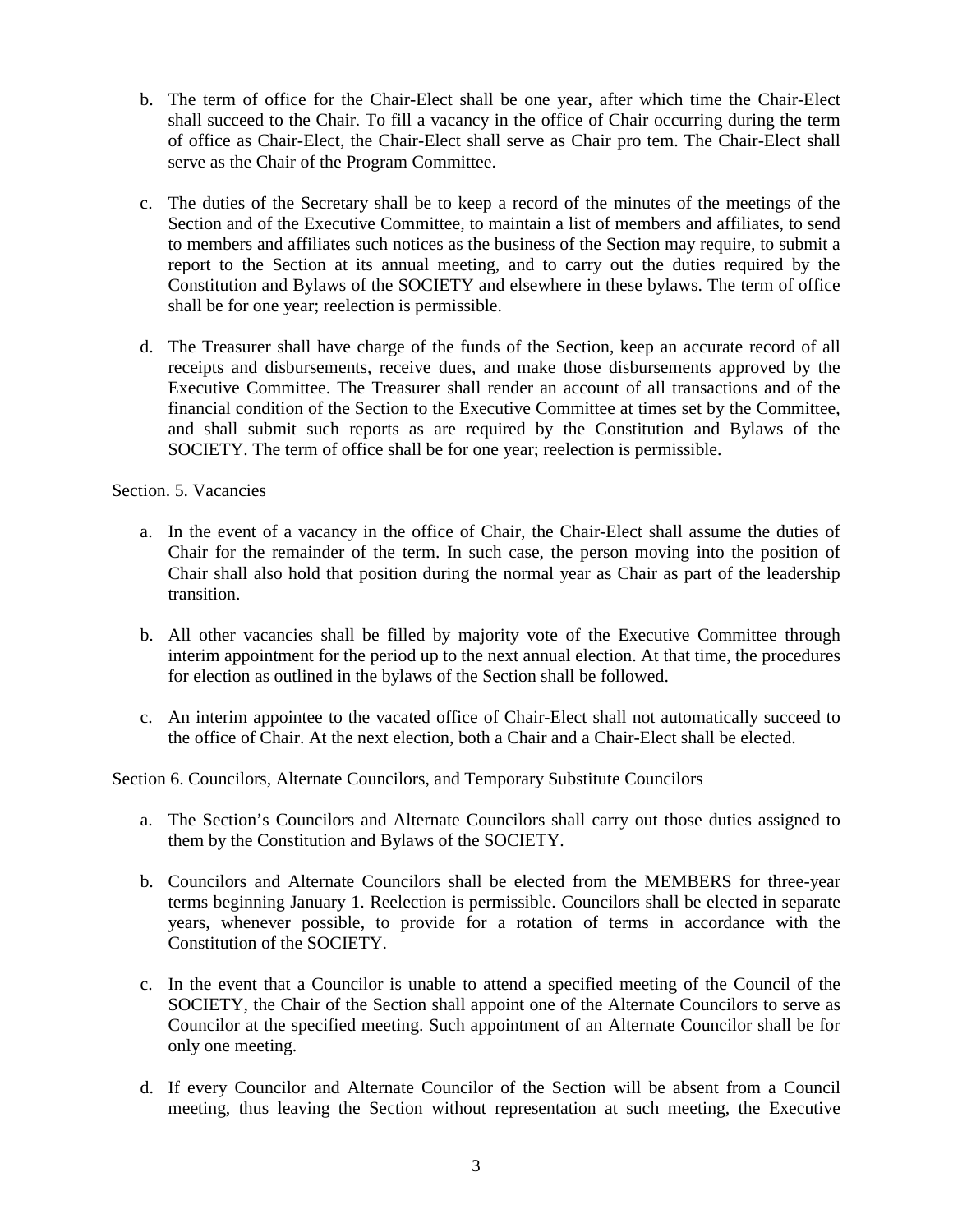b. The term of office for the Chair-Elect shall be one year, after which time the Chair-Elect shall succeed to the Chair. To fill a vacancy in the office of Chair occurring during the term of office as Chair-Elect, the Chair-Elect shall serve as Chair pro tem. The Chair-Elect shall serve as the Chair of the Program Committee.

c. The duties of the Secretary shall be to keep a record of the minutes of the meetings of the Section and of the Executive Committee, to maintain a list of members and affiliates, to send to members and affiliates such notices as the business of the Section may require, to submit a report to the Section at its annual meeting, and to carry out the duties required by the Constitution and Bylaws of the SOCIETY and elsewhere in these bylaws. The term of office shall be for one year; reelection is permissible.

d. The Treasurer shall have charge of the funds of the Section, keep an accurate record of all receipts and disbursements, receive dues, and make those disbursements approved by the Executive Committee. The Treasurer shall render an account of all transactions and of the financial condition of the Section to the Executive Committee at times set by the Committee, and shall submit such reports as are required by the Constitution and Bylaws of the SOCIETY. The term of office shall be for one year; reelection is permissible.

Section. 5. Vacancies

a. In the event of a vacancy in the office of Chair, the Chair-Elect shall assume the duties of Chair for the remainder of the term. In such case, the person moving into the position of Chair shall also hold that position during the normal year as Chair as part of the leadership transition.

b. All other vacancies shall be filled by majority vote of the Executive Committee through interim appointment for the period up to the next annual election. At that time, the procedures for election as outlined in the bylaws of the Section shall be followed.

c. An interim appointee to the vacated office of Chair-Elect shall not automatically succeed to the office of Chair. At the next election, both a Chair and a Chair-Elect shall be elected.

Section 6. Councilors, Alternate Councilors, and Temporary Substitute Councilors

a. The Section's Councilors and Alternate Councilors shall carry out those duties assigned to them by the Constitution and Bylaws of the SOCIETY.

b. Councilors and Alternate Councilors shall be elected from the MEMBERS for three-year terms beginning January 1. Reelection is permissible. Councilors shall be elected in separate years, whenever possible, to provide for a rotation of terms in accordance with the Constitution of the SOCIETY.

c. In the event that a Councilor is unable to attend a specified meeting of the Council of the SOCIETY, the Chair of the Section shall appoint one of the Alternate Councilors to serve as Councilor at the specified meeting. Such appointment of an Alternate Councilor shall be for only one meeting.

d. If every Councilor and Alternate Councilor of the Section will be absent from a Council meeting, thus leaving the Section without representation at such meeting, the Executive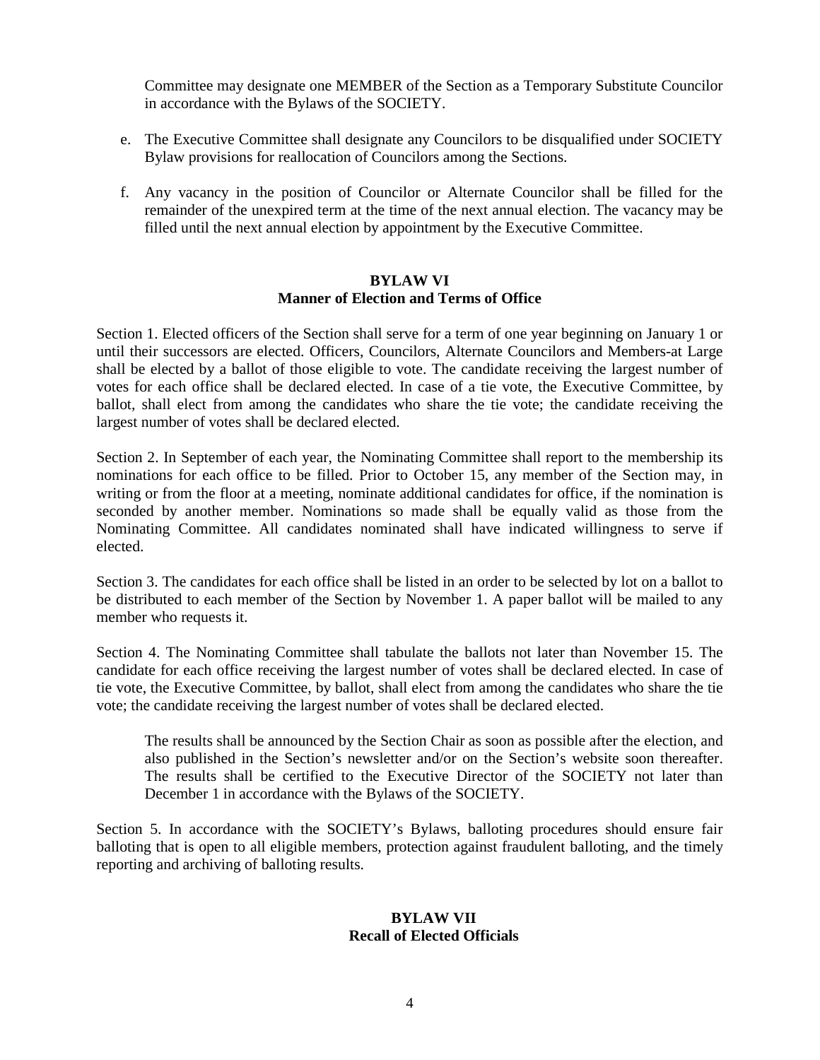Committee may designate one MEMBER of the Section as a Temporary Substitute Councilor in accordance with the Bylaws of the SOCIETY.

e. The Executive Committee shall designate any Councilors to be disqualified under SOCIETY Bylaw provisions for reallocation of Councilors among the Sections.

f. Any vacancy in the position of Councilor or Alternate Councilor shall be filled for the remainder of the unexpired term at the time of the next annual election. The vacancy may be filled until the next annual election by appointment by the Executive Committee.

## BYLAW VI
## Manner of Election and Terms of Office

Section 1. Elected officers of the Section shall serve for a term of one year beginning on January 1 or until their successors are elected. Officers, Councilors, Alternate Councilors and Members-at Large shall be elected by a ballot of those eligible to vote. The candidate receiving the largest number of votes for each office shall be declared elected. In case of a tie vote, the Executive Committee, by ballot, shall elect from among the candidates who share the tie vote; the candidate receiving the largest number of votes shall be declared elected.

Section 2. In September of each year, the Nominating Committee shall report to the membership its nominations for each office to be filled. Prior to October 15, any member of the Section may, in writing or from the floor at a meeting, nominate additional candidates for office, if the nomination is seconded by another member. Nominations so made shall be equally valid as those from the Nominating Committee. All candidates nominated shall have indicated willingness to serve if elected.

Section 3. The candidates for each office shall be listed in an order to be selected by lot on a ballot to be distributed to each member of the Section by November 1. A paper ballot will be mailed to any member who requests it.

Section 4. The Nominating Committee shall tabulate the ballots not later than November 15. The candidate for each office receiving the largest number of votes shall be declared elected. In case of tie vote, the Executive Committee, by ballot, shall elect from among the candidates who share the tie vote; the candidate receiving the largest number of votes shall be declared elected.

The results shall be announced by the Section Chair as soon as possible after the election, and also published in the Section's newsletter and/or on the Section's website soon thereafter. The results shall be certified to the Executive Director of the SOCIETY not later than December 1 in accordance with the Bylaws of the SOCIETY.

Section 5. In accordance with the SOCIETY's Bylaws, balloting procedures should ensure fair balloting that is open to all eligible members, protection against fraudulent balloting, and the timely reporting and archiving of balloting results.

## BYLAW VII
## Recall of Elected Officials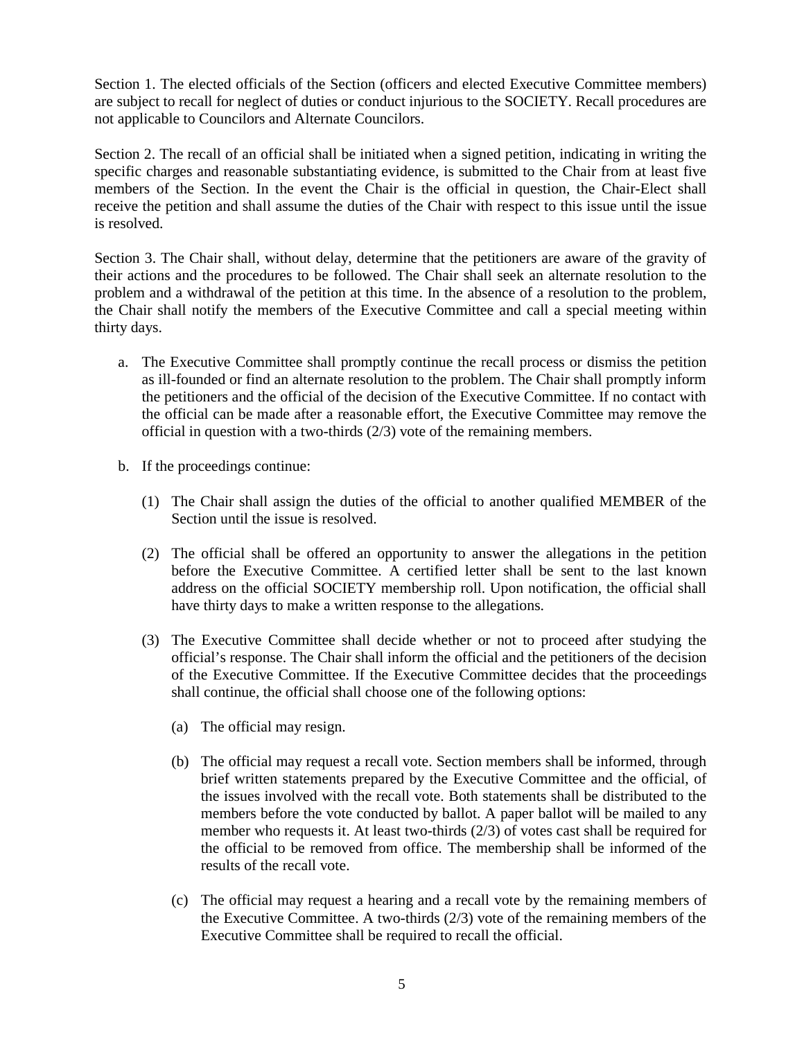Section 1. The elected officials of the Section (officers and elected Executive Committee members) are subject to recall for neglect of duties or conduct injurious to the SOCIETY. Recall procedures are not applicable to Councilors and Alternate Councilors.

Section 2. The recall of an official shall be initiated when a signed petition, indicating in writing the specific charges and reasonable substantiating evidence, is submitted to the Chair from at least five members of the Section. In the event the Chair is the official in question, the Chair-Elect shall receive the petition and shall assume the duties of the Chair with respect to this issue until the issue is resolved.

Section 3. The Chair shall, without delay, determine that the petitioners are aware of the gravity of their actions and the procedures to be followed. The Chair shall seek an alternate resolution to the problem and a withdrawal of the petition at this time. In the absence of a resolution to the problem, the Chair shall notify the members of the Executive Committee and call a special meeting within thirty days.

a. The Executive Committee shall promptly continue the recall process or dismiss the petition as ill-founded or find an alternate resolution to the problem. The Chair shall promptly inform the petitioners and the official of the decision of the Executive Committee. If no contact with the official can be made after a reasonable effort, the Executive Committee may remove the official in question with a two-thirds (2/3) vote of the remaining members.

b. If the proceedings continue:

   (1) The Chair shall assign the duties of the official to another qualified MEMBER of the Section until the issue is resolved.

   (2) The official shall be offered an opportunity to answer the allegations in the petition before the Executive Committee. A certified letter shall be sent to the last known address on the official SOCIETY membership roll. Upon notification, the official shall have thirty days to make a written response to the allegations.

   (3) The Executive Committee shall decide whether or not to proceed after studying the official's response. The Chair shall inform the official and the petitioners of the decision of the Executive Committee. If the Executive Committee decides that the proceedings shall continue, the official shall choose one of the following options:

      (a) The official may resign.

      (b) The official may request a recall vote. Section members shall be informed, through brief written statements prepared by the Executive Committee and the official, of the issues involved with the recall vote. Both statements shall be distributed to the members before the vote conducted by ballot. A paper ballot will be mailed to any member who requests it. At least two-thirds (2/3) of votes cast shall be required for the official to be removed from office. The membership shall be informed of the results of the recall vote.

      (c) The official may request a hearing and a recall vote by the remaining members of the Executive Committee. A two-thirds (2/3) vote of the remaining members of the Executive Committee shall be required to recall the official.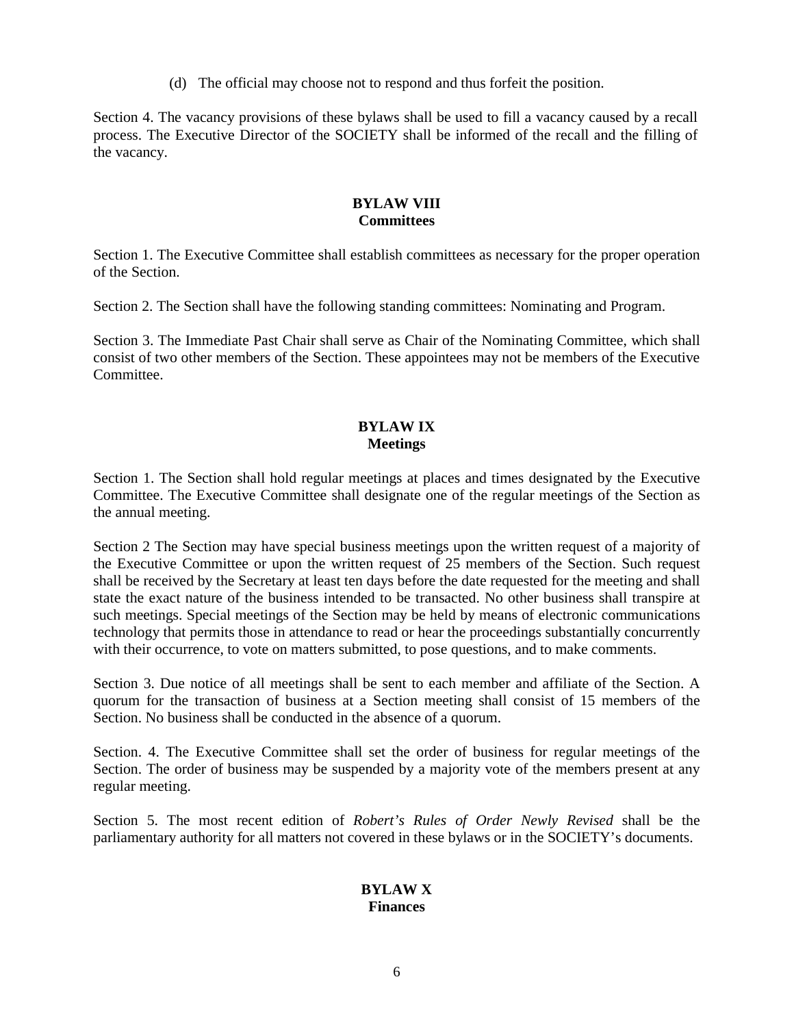(d) The official may choose not to respond and thus forfeit the position.

Section 4. The vacancy provisions of these bylaws shall be used to fill a vacancy caused by a recall process. The Executive Director of the SOCIETY shall be informed of the recall and the filling of the vacancy.

## BYLAW VIII
## Committees

Section 1. The Executive Committee shall establish committees as necessary for the proper operation of the Section.

Section 2. The Section shall have the following standing committees: Nominating and Program.

Section 3. The Immediate Past Chair shall serve as Chair of the Nominating Committee, which shall consist of two other members of the Section. These appointees may not be members of the Executive Committee.

## BYLAW IX
## Meetings

Section 1. The Section shall hold regular meetings at places and times designated by the Executive Committee. The Executive Committee shall designate one of the regular meetings of the Section as the annual meeting.

Section 2 The Section may have special business meetings upon the written request of a majority of the Executive Committee or upon the written request of 25 members of the Section. Such request shall be received by the Secretary at least ten days before the date requested for the meeting and shall state the exact nature of the business intended to be transacted. No other business shall transpire at such meetings. Special meetings of the Section may be held by means of electronic communications technology that permits those in attendance to read or hear the proceedings substantially concurrently with their occurrence, to vote on matters submitted, to pose questions, and to make comments.

Section 3. Due notice of all meetings shall be sent to each member and affiliate of the Section. A quorum for the transaction of business at a Section meeting shall consist of 15 members of the Section. No business shall be conducted in the absence of a quorum.

Section. 4. The Executive Committee shall set the order of business for regular meetings of the Section. The order of business may be suspended by a majority vote of the members present at any regular meeting.

Section 5. The most recent edition of *Robert's Rules of Order Newly Revised* shall be the parliamentary authority for all matters not covered in these bylaws or in the SOCIETY's documents.

## BYLAW X
## Finances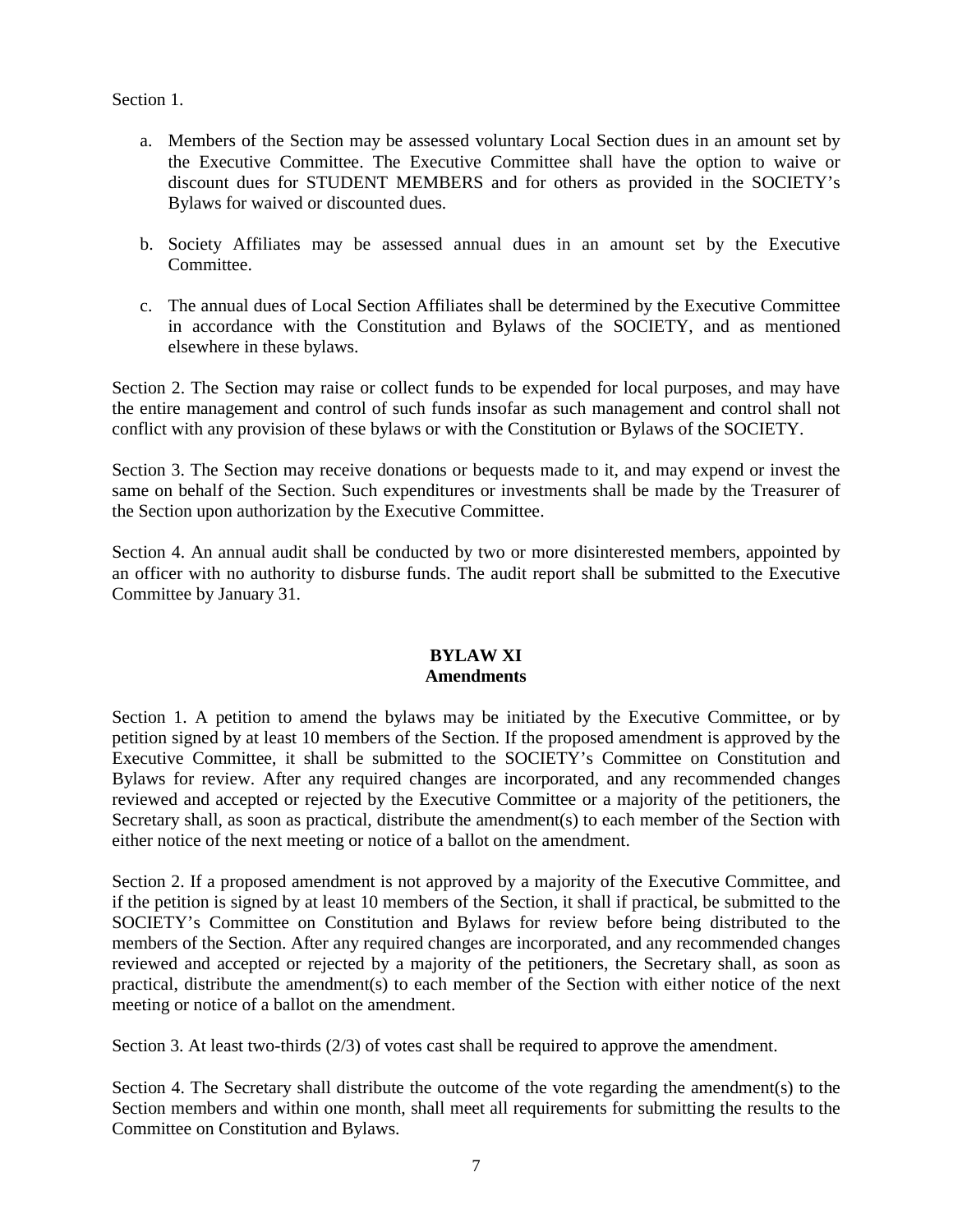Section 1.

a. Members of the Section may be assessed voluntary Local Section dues in an amount set by the Executive Committee. The Executive Committee shall have the option to waive or discount dues for STUDENT MEMBERS and for others as provided in the SOCIETY's Bylaws for waived or discounted dues.

b. Society Affiliates may be assessed annual dues in an amount set by the Executive Committee.

c. The annual dues of Local Section Affiliates shall be determined by the Executive Committee in accordance with the Constitution and Bylaws of the SOCIETY, and as mentioned elsewhere in these bylaws.

Section 2. The Section may raise or collect funds to be expended for local purposes, and may have the entire management and control of such funds insofar as such management and control shall not conflict with any provision of these bylaws or with the Constitution or Bylaws of the SOCIETY.

Section 3. The Section may receive donations or bequests made to it, and may expend or invest the same on behalf of the Section. Such expenditures or investments shall be made by the Treasurer of the Section upon authorization by the Executive Committee.

Section 4. An annual audit shall be conducted by two or more disinterested members, appointed by an officer with no authority to disburse funds. The audit report shall be submitted to the Executive Committee by January 31.

## BYLAW XI
## Amendments

Section 1. A petition to amend the bylaws may be initiated by the Executive Committee, or by petition signed by at least 10 members of the Section. If the proposed amendment is approved by the Executive Committee, it shall be submitted to the SOCIETY's Committee on Constitution and Bylaws for review. After any required changes are incorporated, and any recommended changes reviewed and accepted or rejected by the Executive Committee or a majority of the petitioners, the Secretary shall, as soon as practical, distribute the amendment(s) to each member of the Section with either notice of the next meeting or notice of a ballot on the amendment.

Section 2. If a proposed amendment is not approved by a majority of the Executive Committee, and if the petition is signed by at least 10 members of the Section, it shall if practical, be submitted to the SOCIETY's Committee on Constitution and Bylaws for review before being distributed to the members of the Section. After any required changes are incorporated, and any recommended changes reviewed and accepted or rejected by a majority of the petitioners, the Secretary shall, as soon as practical, distribute the amendment(s) to each member of the Section with either notice of the next meeting or notice of a ballot on the amendment.

Section 3. At least two-thirds (2/3) of votes cast shall be required to approve the amendment.

Section 4. The Secretary shall distribute the outcome of the vote regarding the amendment(s) to the Section members and within one month, shall meet all requirements for submitting the results to the Committee on Constitution and Bylaws.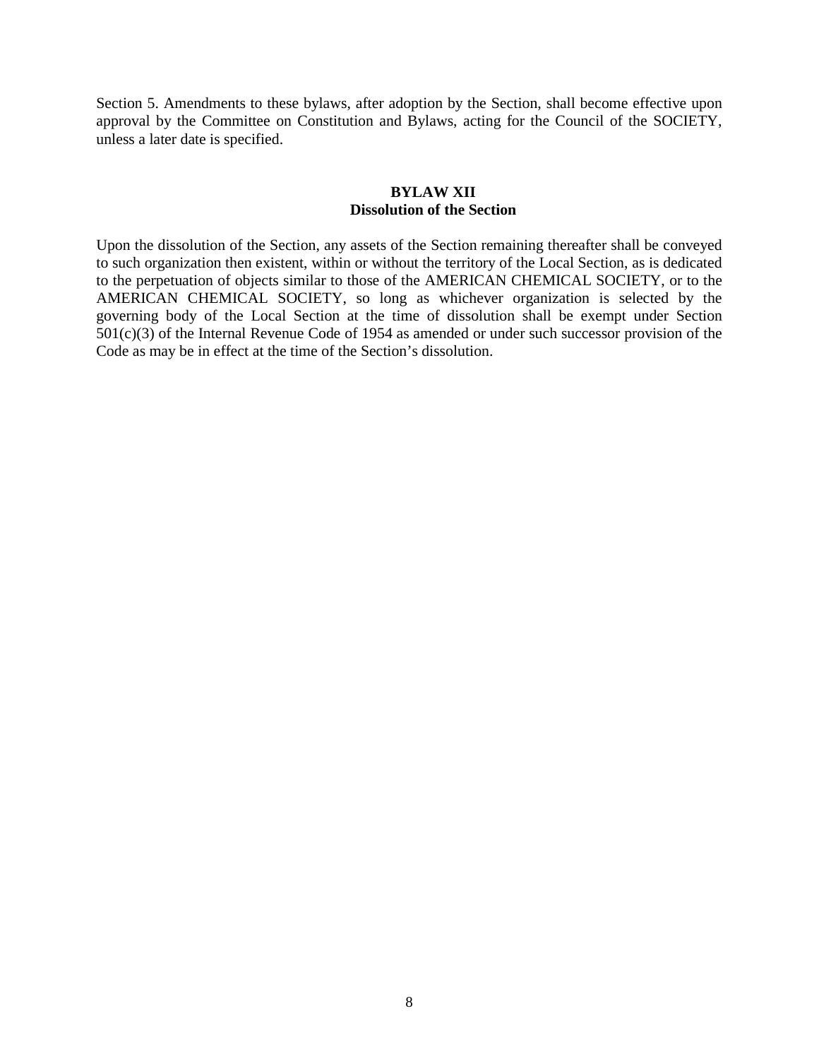Section 5. Amendments to these bylaws, after adoption by the Section, shall become effective upon approval by the Committee on Constitution and Bylaws, acting for the Council of the SOCIETY, unless a later date is specified.

## BYLAW XII
## Dissolution of the Section

Upon the dissolution of the Section, any assets of the Section remaining thereafter shall be conveyed to such organization then existent, within or without the territory of the Local Section, as is dedicated to the perpetuation of objects similar to those of the AMERICAN CHEMICAL SOCIETY, or to the AMERICAN CHEMICAL SOCIETY, so long as whichever organization is selected by the governing body of the Local Section at the time of dissolution shall be exempt under Section 501(c)(3) of the Internal Revenue Code of 1954 as amended or under such successor provision of the Code as may be in effect at the time of the Section's dissolution.